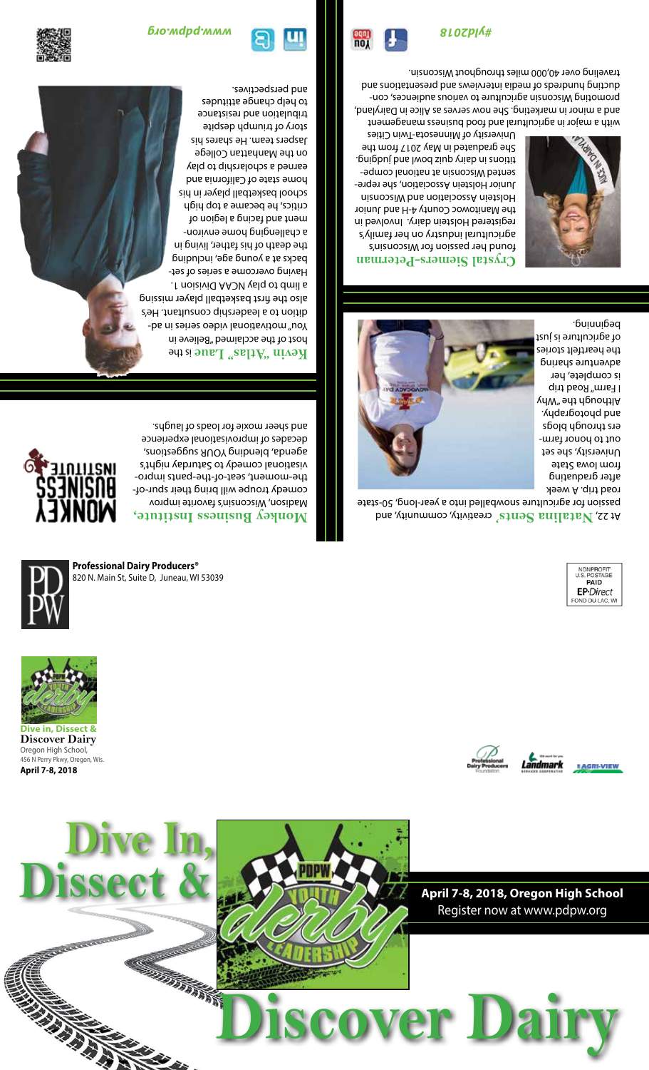**Kevin "Atlas" Lane** is the host of the acclaimed "Believe in You" motivational video series in addition to a leadership consultant. He's also the first basketball player missing a limb to play NCAA Division 1. Having overcome a series of setbacks at a young age, including the death of his father, living in a challenging home environment and facing a legion of critics, he became a top high school basketball player in his home state of California and earned a scholarship to play on the Manhattan College Jaspers team. He shares his story of triumph despite tribulation and resistance to help change attitudes and perspectives.

www.pdpw.org

**Crystal Siemers-Peterman** found her passion for Wisconsin's agricultural industry on her family's registered Holstein dairy. Involved in the Manitowoc County 4-H and Junior Holstein Association and Wisconsin Junior Holstein Association, she represented Wisconsin at national competitions in dairy quiz bowl and judging. She graduated in May 2017 from the University of Minnesota-Twin Cities with a major in agricultural and food business management and a minor in marketing. She now serves as Alice in Dairyland, promoting Wisconsin agriculture to various audiences, conducting hundreds of media interviews and presentations and traveling over 40,000 miles throughout Wisconsin.

#yld2018

**Monkey Business Institute,** Madison, Wisconsin's favorite improv comedy troupe will bring their spur-of-the-moment, seat-of-the-pants improvisational comedy to Saturday night's agenda, blending YOUR suggestions, decades of improvisational experience and sheer moxie for loads of laughs.

At 22, **Natalina Sents'** creativity, community, and passion for agriculture snowballed into a year-long, 50-state road trip. A week after graduating from Iowa State University, she set out to honor farmers through blogs and photography. Although the "Why I Farm" Road trip is complete, her adventure sharing the heartfelt stories of agriculture is just beginning.

**Professional Dairy Producers®**
820 N. Main St, Suite D, Juneau, WI 53039

NONPROFIT
U.S. POSTAGE
PAID
EP-Direct
FOND DU LAC, WI

**Dive in, Dissect & Discover Dairy**
Oregon High School,
456 N Perry Pkwy, Oregon, Wis.
**April 7-8, 2018**

# Dive In, Dissect & Discover Dairy

**April 7-8, 2018, Oregon High School**
Register now at www.pdpw.org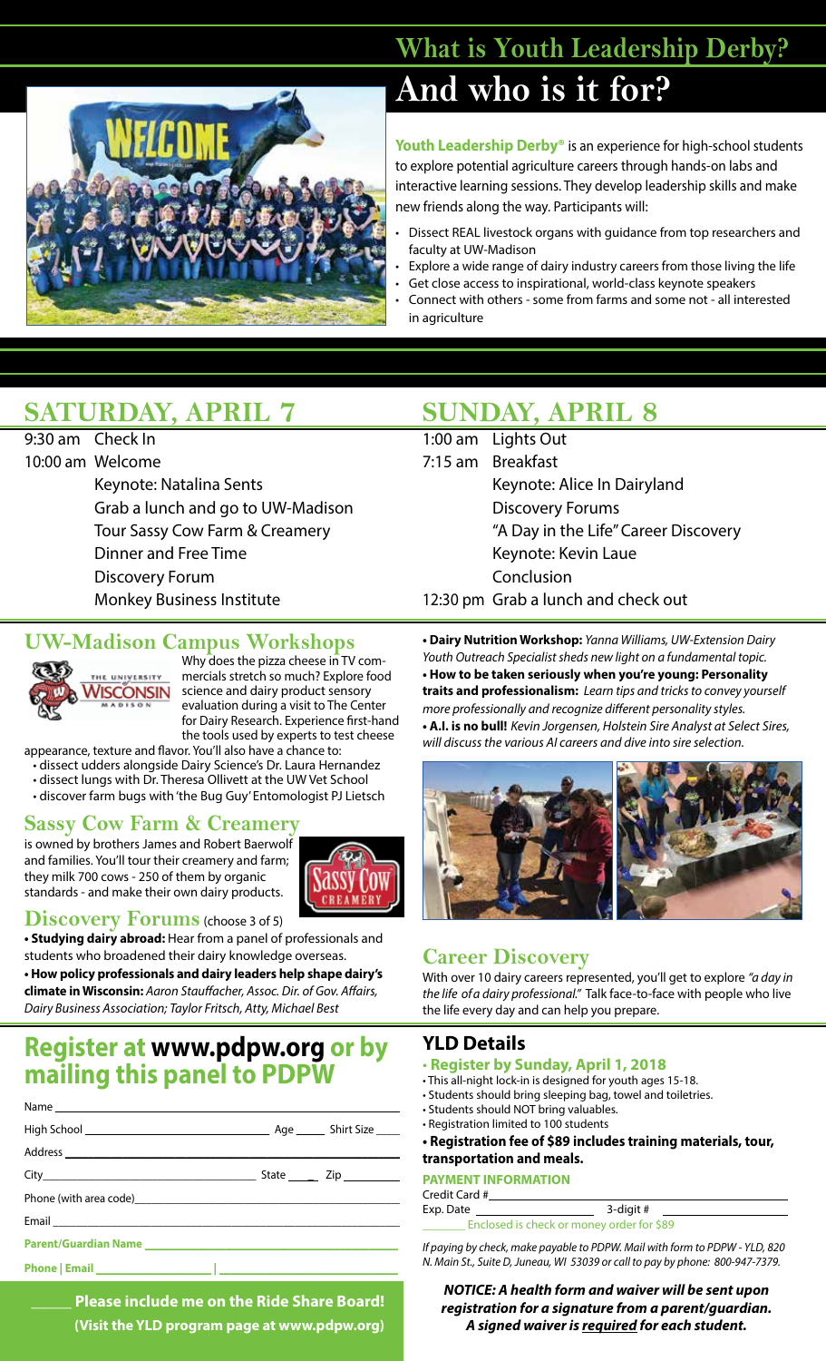# What is Youth Leadership Derby?

# And who is it for?

**Youth Leadership Derby®** is an experience for high-school students to explore potential agriculture careers through hands-on labs and interactive learning sessions. They develop leadership skills and make new friends along the way. Participants will:

- Dissect REAL livestock organs with guidance from top researchers and faculty at UW-Madison
- Explore a wide range of dairy industry careers from those living the life
- Get close access to inspirational, world-class keynote speakers
- Connect with others - some from farms and some not - all interested in agriculture

## SATURDAY, APRIL 7

| | |
|---|---|
| 9:30 am | Check In |
| 10:00 am | Welcome |
| | Keynote: Natalina Sents |
| | Grab a lunch and go to UW-Madison |
| | Tour Sassy Cow Farm & Creamery |
| | Dinner and Free Time |
| | Discovery Forum |
| | Monkey Business Institute |

## SUNDAY, APRIL 8

| | |
|---|---|
| 1:00 am | Lights Out |
| 7:15 am | Breakfast |
| | Keynote: Alice In Dairyland |
| | Discovery Forums |
| | "A Day in the Life" Career Discovery |
| | Keynote: Kevin Laue |
| | Conclusion |
| 12:30 pm | Grab a lunch and check out |

## UW-Madison Campus Workshops

Why does the pizza cheese in TV commercials stretch so much? Explore food science and dairy product sensory evaluation during a visit to The Center for Dairy Research. Experience first-hand the tools used by experts to test cheese appearance, texture and flavor. You'll also have a chance to:

- dissect udders alongside Dairy Science's Dr. Laura Hernandez
- dissect lungs with Dr. Theresa Ollivett at the UW Vet School
- discover farm bugs with 'the Bug Guy' Entomologist PJ Lietsch

## Sassy Cow Farm & Creamery

is owned by brothers James and Robert Baerwolf and families. You'll tour their creamery and farm; they milk 700 cows - 250 of them by organic standards - and make their own dairy products.

## Discovery Forums (choose 3 of 5)

- **Studying dairy abroad:** Hear from a panel of professionals and students who broadened their dairy knowledge overseas.
- **How policy professionals and dairy leaders help shape dairy's climate in Wisconsin:** *Aaron Stauffacher, Assoc. Dir. of Gov. Affairs, Dairy Business Association; Taylor Fritsch, Atty, Michael Best*
- **Dairy Nutrition Workshop:** *Yanna Williams, UW-Extension Dairy Youth Outreach Specialist sheds new light on a fundamental topic.*
- **How to be taken seriously when you're young: Personality traits and professionalism:** *Learn tips and tricks to convey yourself more professionally and recognize different personality styles.*
- **A.I. is no bull!** *Kevin Jorgensen, Holstein Sire Analyst at Select Sires, will discuss the various AI careers and dive into sire selection.*

## Career Discovery

With over 10 dairy careers represented, you'll get to explore *"a day in the life of a dairy professional."* Talk face-to-face with people who live the life every day and can help you prepare.

## Register at www.pdpw.org or by mailing this panel to PDPW

Name ______________________________

High School ______________________ Age _____ Shirt Size ____

Address ______________________________

City ______________________ State _____ Zip ________

Phone (with area code) ______________________________

Email ______________________________

**Parent/Guardian Name** ______________________________

**Phone | Email** ______________ | ______________

_____ **Please include me on the Ride Share Board!**
**(Visit the YLD program page at www.pdpw.org)**

## YLD Details

**• Register by Sunday, April 1, 2018**

- This all-night lock-in is designed for youth ages 15-18.
- Students should bring sleeping bag, towel and toiletries.
- Students should NOT bring valuables.
- Registration limited to 100 students

**• Registration fee of $89 includes training materials, tour, transportation and meals.**

**PAYMENT INFORMATION**

Credit Card # ______________________________

Exp. Date ______________ 3-digit # ______________

_______ Enclosed is check or money order for $89

*If paying by check, make payable to PDPW. Mail with form to PDPW - YLD, 820 N. Main St., Suite D, Juneau, WI 53039 or call to pay by phone: 800-947-7379.*

***NOTICE: A health form and waiver will be sent upon registration for a signature from a parent/guardian. A signed waiver is required for each student.***